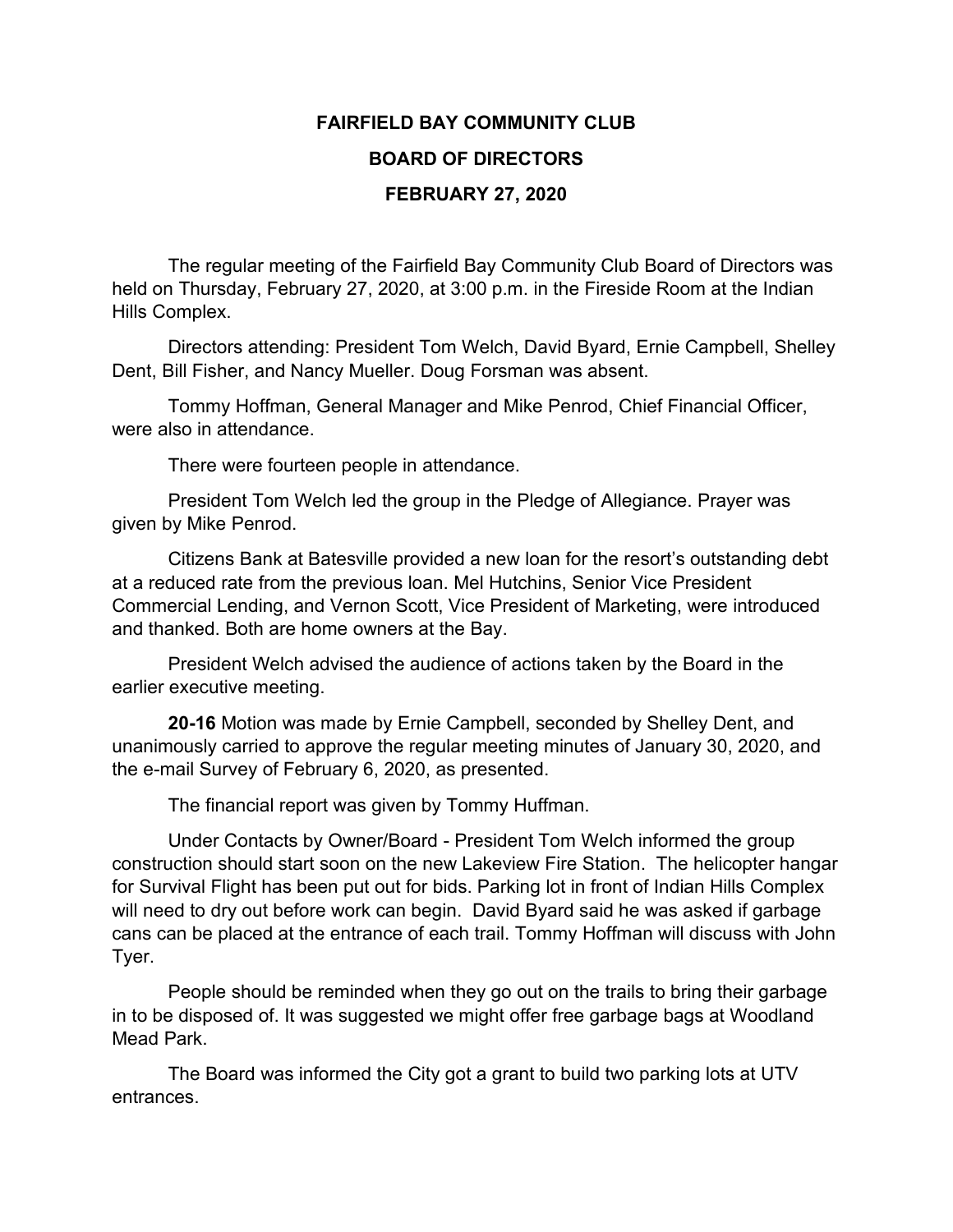# FAIRFIELD BAY COMMUNITY CLUB

## BOARD OF DIRECTORS

## FEBRUARY 27, 2020

The regular meeting of the Fairfield Bay Community Club Board of Directors was held on Thursday, February 27, 2020, at 3:00 p.m. in the Fireside Room at the Indian Hills Complex.

Directors attending: President Tom Welch, David Byard, Ernie Campbell, Shelley Dent, Bill Fisher, and Nancy Mueller. Doug Forsman was absent.

Tommy Hoffman, General Manager and Mike Penrod, Chief Financial Officer, were also in attendance.

There were fourteen people in attendance.

President Tom Welch led the group in the Pledge of Allegiance. Prayer was given by Mike Penrod.

Citizens Bank at Batesville provided a new loan for the resort's outstanding debt at a reduced rate from the previous loan. Mel Hutchins, Senior Vice President Commercial Lending, and Vernon Scott, Vice President of Marketing, were introduced and thanked. Both are home owners at the Bay.

President Welch advised the audience of actions taken by the Board in the earlier executive meeting.

**20-16** Motion was made by Ernie Campbell, seconded by Shelley Dent, and unanimously carried to approve the regular meeting minutes of January 30, 2020, and the e-mail Survey of February 6, 2020, as presented.

The financial report was given by Tommy Huffman.

Under Contacts by Owner/Board - President Tom Welch informed the group construction should start soon on the new Lakeview Fire Station. The helicopter hangar for Survival Flight has been put out for bids. Parking lot in front of Indian Hills Complex will need to dry out before work can begin. David Byard said he was asked if garbage cans can be placed at the entrance of each trail. Tommy Hoffman will discuss with John Tyer.

People should be reminded when they go out on the trails to bring their garbage in to be disposed of. It was suggested we might offer free garbage bags at Woodland Mead Park.

The Board was informed the City got a grant to build two parking lots at UTV entrances.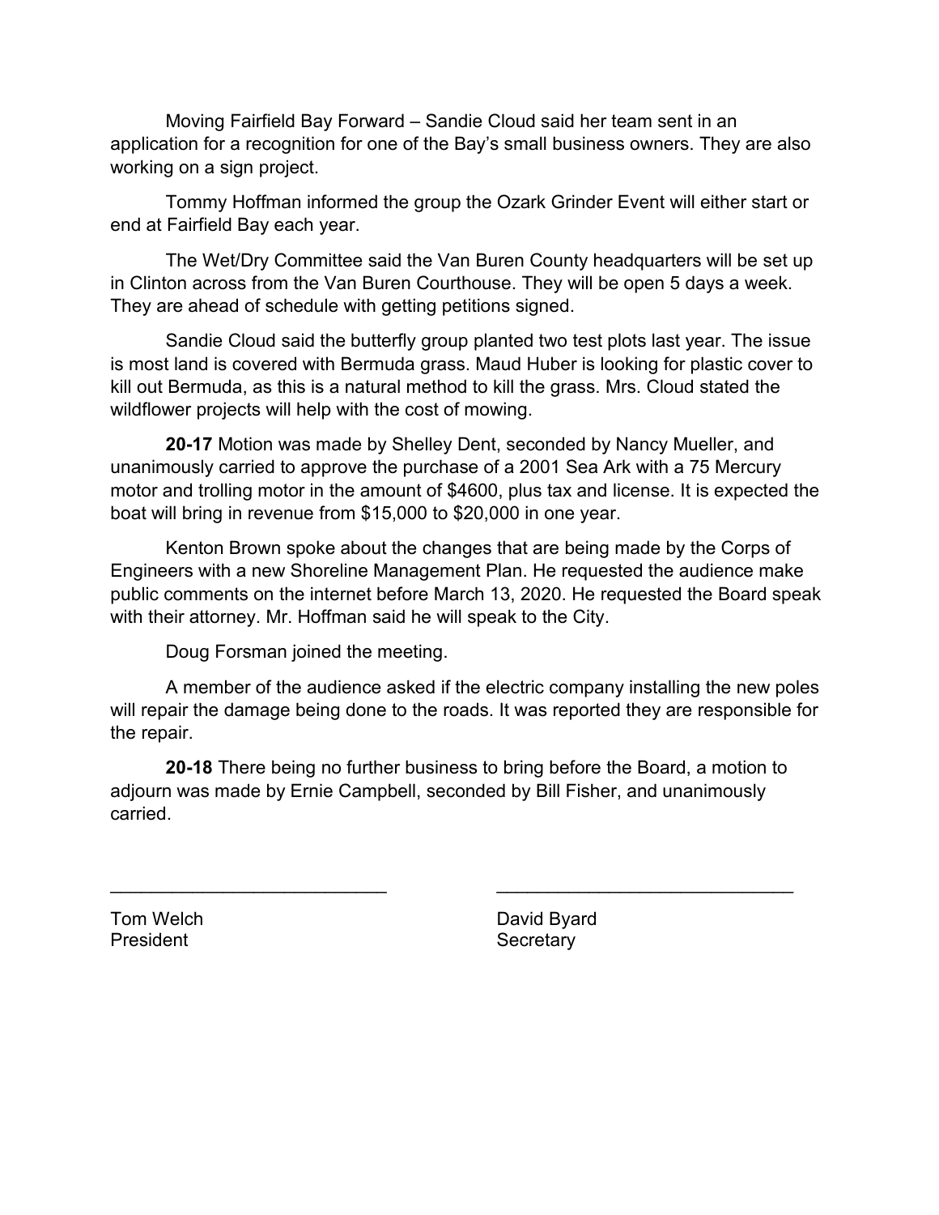Moving Fairfield Bay Forward – Sandie Cloud said her team sent in an application for a recognition for one of the Bay's small business owners. They are also working on a sign project.

Tommy Hoffman informed the group the Ozark Grinder Event will either start or end at Fairfield Bay each year.

The Wet/Dry Committee said the Van Buren County headquarters will be set up in Clinton across from the Van Buren Courthouse. They will be open 5 days a week. They are ahead of schedule with getting petitions signed.

Sandie Cloud said the butterfly group planted two test plots last year. The issue is most land is covered with Bermuda grass. Maud Huber is looking for plastic cover to kill out Bermuda, as this is a natural method to kill the grass. Mrs. Cloud stated the wildflower projects will help with the cost of mowing.

**20-17** Motion was made by Shelley Dent, seconded by Nancy Mueller, and unanimously carried to approve the purchase of a 2001 Sea Ark with a 75 Mercury motor and trolling motor in the amount of $4600, plus tax and license. It is expected the boat will bring in revenue from $15,000 to $20,000 in one year.

Kenton Brown spoke about the changes that are being made by the Corps of Engineers with a new Shoreline Management Plan. He requested the audience make public comments on the internet before March 13, 2020. He requested the Board speak with their attorney. Mr. Hoffman said he will speak to the City.

Doug Forsman joined the meeting.

A member of the audience asked if the electric company installing the new poles will repair the damage being done to the roads. It was reported they are responsible for the repair.

**20-18** There being no further business to bring before the Board, a motion to adjourn was made by Ernie Campbell, seconded by Bill Fisher, and unanimously carried.

\_\_\_\_\_\_\_\_\_\_\_\_\_\_\_\_\_\_\_\_\_\_\_\_\_\_\_\_

Tom Welch
President

\_\_\_\_\_\_\_\_\_\_\_\_\_\_\_\_\_\_\_\_\_\_\_\_\_\_\_\_

David Byard
Secretary